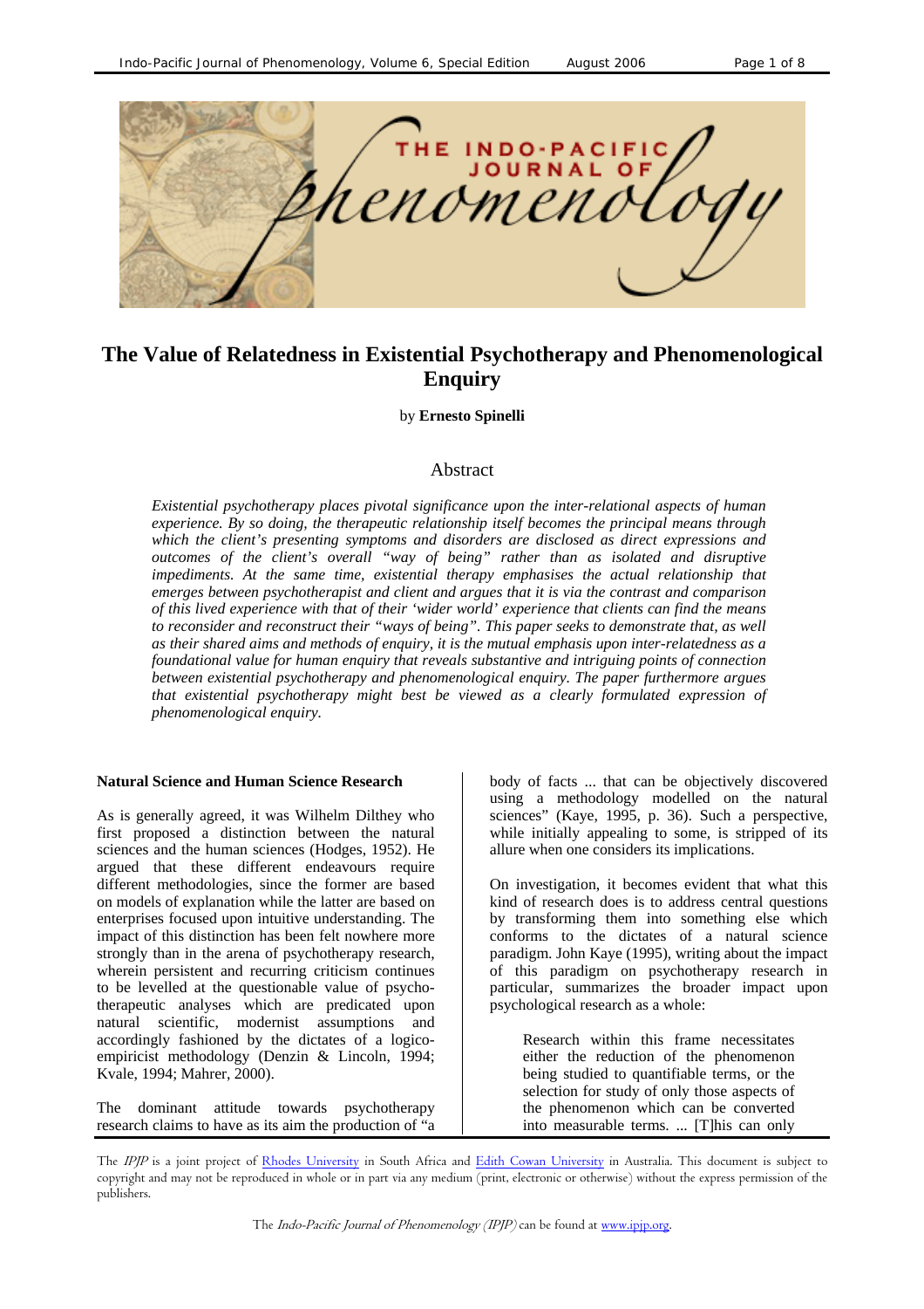# The Value of Relatedness in Existential Psychotherapy and Phenomenological Enquiry

by **Ernesto Spinelli**

## Abstract

*Existential psychotherapy places pivotal significance upon the inter-relational aspects of human experience. By so doing, the therapeutic relationship itself becomes the principal means through which the client's presenting symptoms and disorders are disclosed as direct expressions and outcomes of the client's overall "way of being" rather than as isolated and disruptive impediments. At the same time, existential therapy emphasises the actual relationship that emerges between psychotherapist and client and argues that it is via the contrast and comparison of this lived experience with that of their 'wider world' experience that clients can find the means to reconsider and reconstruct their "ways of being". This paper seeks to demonstrate that, as well as their shared aims and methods of enquiry, it is the mutual emphasis upon inter-relatedness as a foundational value for human enquiry that reveals substantive and intriguing points of connection between existential psychotherapy and phenomenological enquiry. The paper furthermore argues that existential psychotherapy might best be viewed as a clearly formulated expression of phenomenological enquiry.*

### Natural Science and Human Science Research

As is generally agreed, it was Wilhelm Dilthey who first proposed a distinction between the natural sciences and the human sciences (Hodges, 1952). He argued that these different endeavours require different methodologies, since the former are based on models of explanation while the latter are based on enterprises focused upon intuitive understanding. The impact of this distinction has been felt nowhere more strongly than in the arena of psychotherapy research, wherein persistent and recurring criticism continues to be levelled at the questionable value of psychotherapeutic analyses which are predicated upon natural scientific, modernist assumptions and accordingly fashioned by the dictates of a logico-empiricist methodology (Denzin & Lincoln, 1994; Kvale, 1994; Mahrer, 2000).

The dominant attitude towards psychotherapy research claims to have as its aim the production of "a body of facts ... that can be objectively discovered using a methodology modelled on the natural sciences" (Kaye, 1995, p. 36). Such a perspective, while initially appealing to some, is stripped of its allure when one considers its implications.

On investigation, it becomes evident that what this kind of research does is to address central questions by transforming them into something else which conforms to the dictates of a natural science paradigm. John Kaye (1995), writing about the impact of this paradigm on psychotherapy research in particular, summarizes the broader impact upon psychological research as a whole:

> Research within this frame necessitates either the reduction of the phenomenon being studied to quantifiable terms, or the selection for study of only those aspects of the phenomenon which can be converted into measurable terms. ... [T]his can only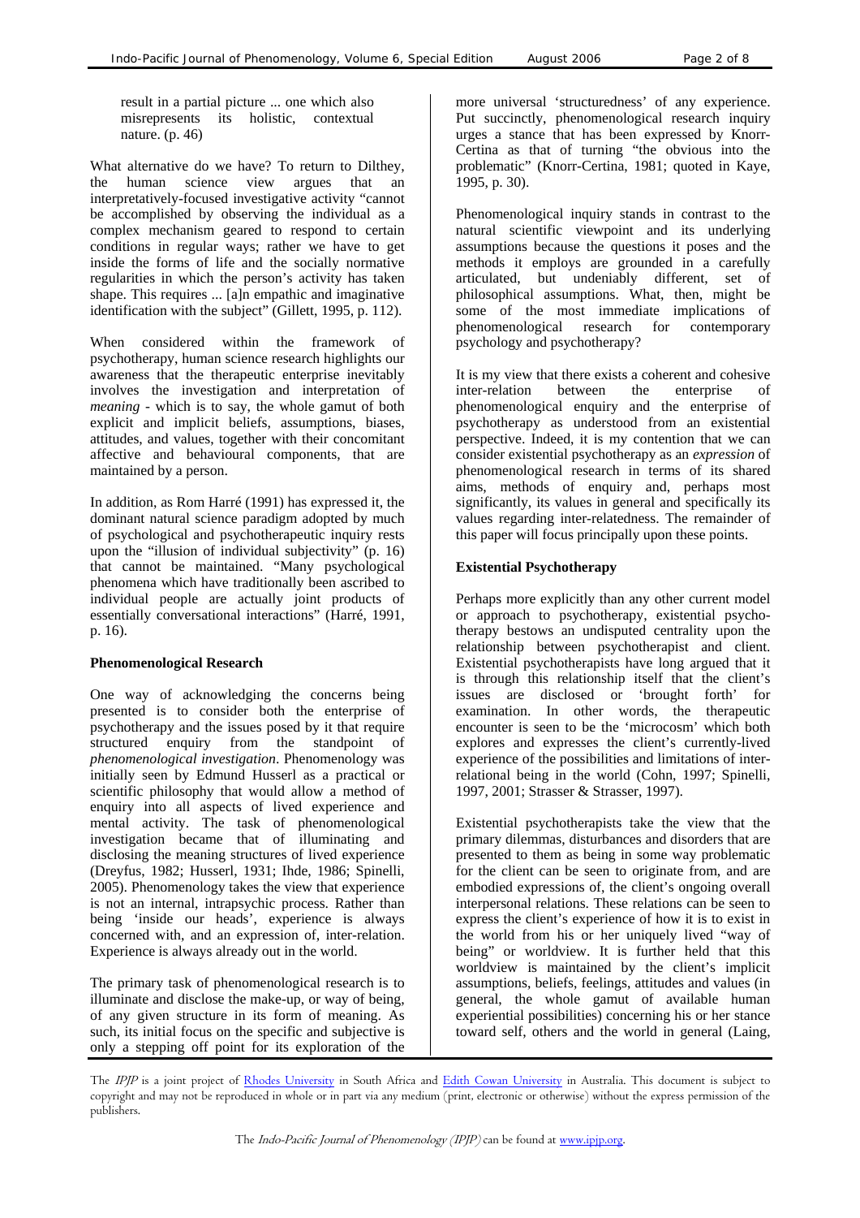result in a partial picture ... one which also misrepresents its holistic, contextual nature. (p. 46)

What alternative do we have? To return to Dilthey, the human science view argues that an interpretatively-focused investigative activity "cannot be accomplished by observing the individual as a complex mechanism geared to respond to certain conditions in regular ways; rather we have to get inside the forms of life and the socially normative regularities in which the person's activity has taken shape. This requires ... [a]n empathic and imaginative identification with the subject" (Gillett, 1995, p. 112).

When considered within the framework of psychotherapy, human science research highlights our awareness that the therapeutic enterprise inevitably involves the investigation and interpretation of *meaning* - which is to say, the whole gamut of both explicit and implicit beliefs, assumptions, biases, attitudes, and values, together with their concomitant affective and behavioural components, that are maintained by a person.

In addition, as Rom Harré (1991) has expressed it, the dominant natural science paradigm adopted by much of psychological and psychotherapeutic inquiry rests upon the "illusion of individual subjectivity" (p. 16) that cannot be maintained. "Many psychological phenomena which have traditionally been ascribed to individual people are actually joint products of essentially conversational interactions" (Harré, 1991, p. 16).

**Phenomenological Research**

One way of acknowledging the concerns being presented is to consider both the enterprise of psychotherapy and the issues posed by it that require structured enquiry from the standpoint of *phenomenological investigation*. Phenomenology was initially seen by Edmund Husserl as a practical or scientific philosophy that would allow a method of enquiry into all aspects of lived experience and mental activity. The task of phenomenological investigation became that of illuminating and disclosing the meaning structures of lived experience (Dreyfus, 1982; Husserl, 1931; Ihde, 1986; Spinelli, 2005). Phenomenology takes the view that experience is not an internal, intrapsychic process. Rather than being 'inside our heads', experience is always concerned with, and an expression of, inter-relation. Experience is always already out in the world.

The primary task of phenomenological research is to illuminate and disclose the make-up, or way of being, of any given structure in its form of meaning. As such, its initial focus on the specific and subjective is only a stepping off point for its exploration of the more universal 'structuredness' of any experience. Put succinctly, phenomenological research inquiry urges a stance that has been expressed by Knorr-Certina as that of turning "the obvious into the problematic" (Knorr-Certina, 1981; quoted in Kaye, 1995, p. 30).

Phenomenological inquiry stands in contrast to the natural scientific viewpoint and its underlying assumptions because the questions it poses and the methods it employs are grounded in a carefully articulated, but undeniably different, set of philosophical assumptions. What, then, might be some of the most immediate implications of phenomenological research for contemporary psychology and psychotherapy?

It is my view that there exists a coherent and cohesive inter-relation between the enterprise of phenomenological enquiry and the enterprise of psychotherapy as understood from an existential perspective. Indeed, it is my contention that we can consider existential psychotherapy as an *expression* of phenomenological research in terms of its shared aims, methods of enquiry and, perhaps most significantly, its values in general and specifically its values regarding inter-relatedness. The remainder of this paper will focus principally upon these points.

**Existential Psychotherapy**

Perhaps more explicitly than any other current model or approach to psychotherapy, existential psychotherapy bestows an undisputed centrality upon the relationship between psychotherapist and client. Existential psychotherapists have long argued that it is through this relationship itself that the client's issues are disclosed or 'brought forth' for examination. In other words, the therapeutic encounter is seen to be the 'microcosm' which both explores and expresses the client's currently-lived experience of the possibilities and limitations of inter-relational being in the world (Cohn, 1997; Spinelli, 1997, 2001; Strasser & Strasser, 1997).

Existential psychotherapists take the view that the primary dilemmas, disturbances and disorders that are presented to them as being in some way problematic for the client can be seen to originate from, and are embodied expressions of, the client's ongoing overall interpersonal relations. These relations can be seen to express the client's experience of how it is to exist in the world from his or her uniquely lived "way of being" or worldview. It is further held that this worldview is maintained by the client's implicit assumptions, beliefs, feelings, attitudes and values (in general, the whole gamut of available human experiential possibilities) concerning his or her stance toward self, others and the world in general (Laing,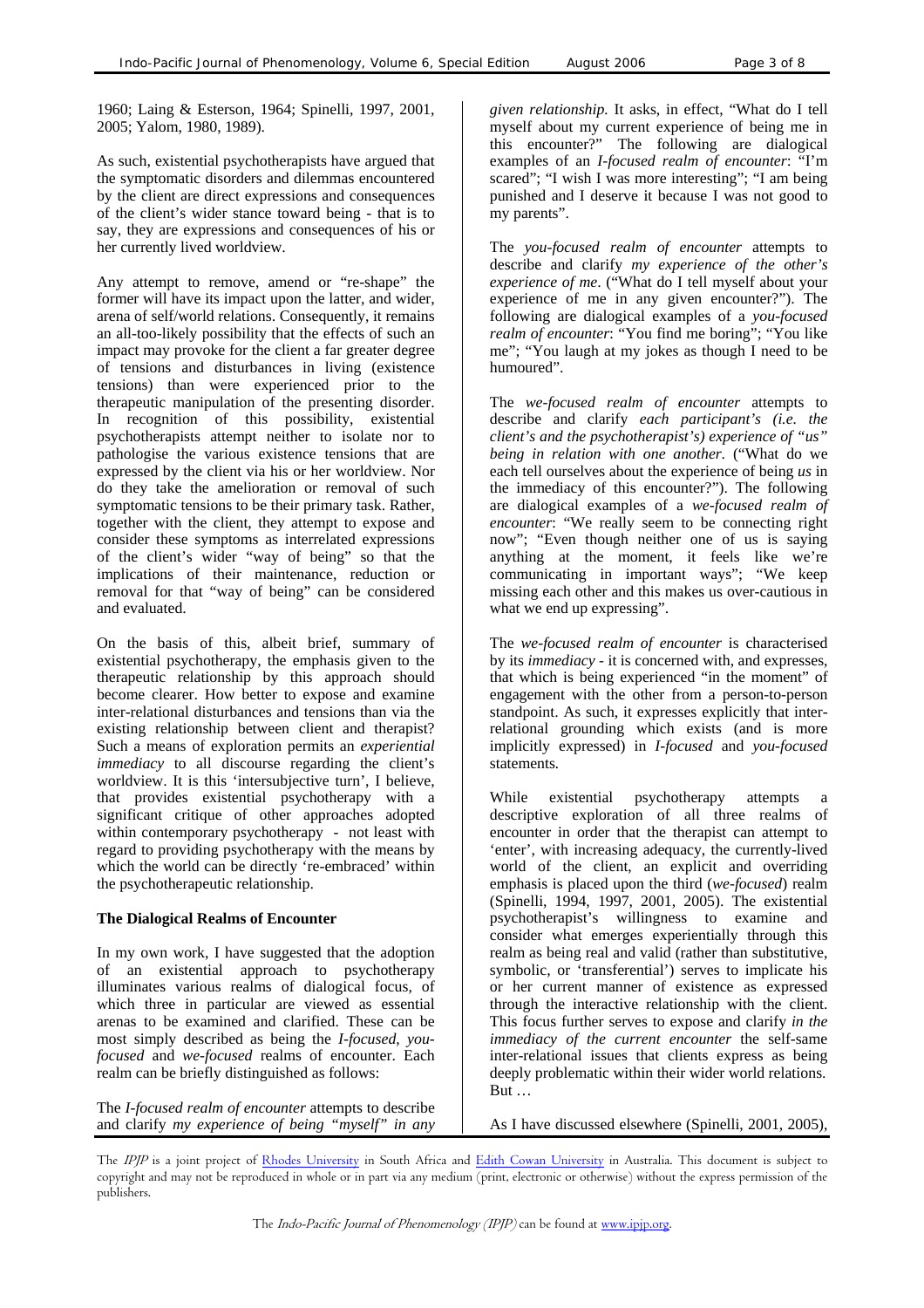1960; Laing & Esterson, 1964; Spinelli, 1997, 2001, 2005; Yalom, 1980, 1989).

As such, existential psychotherapists have argued that the symptomatic disorders and dilemmas encountered by the client are direct expressions and consequences of the client's wider stance toward being - that is to say, they are expressions and consequences of his or her currently lived worldview.

Any attempt to remove, amend or "re-shape" the former will have its impact upon the latter, and wider, arena of self/world relations. Consequently, it remains an all-too-likely possibility that the effects of such an impact may provoke for the client a far greater degree of tensions and disturbances in living (existence tensions) than were experienced prior to the therapeutic manipulation of the presenting disorder. In recognition of this possibility, existential psychotherapists attempt neither to isolate nor to pathologise the various existence tensions that are expressed by the client via his or her worldview. Nor do they take the amelioration or removal of such symptomatic tensions to be their primary task. Rather, together with the client, they attempt to expose and consider these symptoms as interrelated expressions of the client's wider "way of being" so that the implications of their maintenance, reduction or removal for that "way of being" can be considered and evaluated.

On the basis of this, albeit brief, summary of existential psychotherapy, the emphasis given to the therapeutic relationship by this approach should become clearer. How better to expose and examine inter-relational disturbances and tensions than via the existing relationship between client and therapist? Such a means of exploration permits an *experiential immediacy* to all discourse regarding the client's worldview. It is this 'intersubjective turn', I believe, that provides existential psychotherapy with a significant critique of other approaches adopted within contemporary psychotherapy - not least with regard to providing psychotherapy with the means by which the world can be directly 're-embraced' within the psychotherapeutic relationship.

**The Dialogical Realms of Encounter**

In my own work, I have suggested that the adoption of an existential approach to psychotherapy illuminates various realms of dialogical focus, of which three in particular are viewed as essential arenas to be examined and clarified. These can be most simply described as being the *I-focused*, *you-focused* and *we-focused* realms of encounter. Each realm can be briefly distinguished as follows:

The *I-focused realm of encounter* attempts to describe and clarify *my experience of being "myself" in any given relationship*. It asks, in effect, "What do I tell myself about my current experience of being me in this encounter?" The following are dialogical examples of an *I-focused realm of encounter*: "I'm scared"; "I wish I was more interesting"; "I am being punished and I deserve it because I was not good to my parents".

The *you-focused realm of encounter* attempts to describe and clarify *my experience of the other's experience of me*. ("What do I tell myself about your experience of me in any given encounter?"). The following are dialogical examples of a *you-focused realm of encounter*: "You find me boring"; "You like me"; "You laugh at my jokes as though I need to be humoured".

The *we-focused realm of encounter* attempts to describe and clarify *each participant's (i.e. the client's and the psychotherapist's) experience of "us" being in relation with one another*. ("What do we each tell ourselves about the experience of being *us* in the immediacy of this encounter?"). The following are dialogical examples of a *we-focused realm of encounter*: "We really seem to be connecting right now"; "Even though neither one of us is saying anything at the moment, it feels like we're communicating in important ways"; "We keep missing each other and this makes us over-cautious in what we end up expressing".

The *we-focused realm of encounter* is characterised by its *immediacy* - it is concerned with, and expresses, that which is being experienced "in the moment" of engagement with the other from a person-to-person standpoint. As such, it expresses explicitly that inter-relational grounding which exists (and is more implicitly expressed) in *I-focused* and *you-focused* statements.

While existential psychotherapy attempts a descriptive exploration of all three realms of encounter in order that the therapist can attempt to 'enter', with increasing adequacy, the currently-lived world of the client, an explicit and overriding emphasis is placed upon the third (*we-focused*) realm (Spinelli, 1994, 1997, 2001, 2005). The existential psychotherapist's willingness to examine and consider what emerges experientially through this realm as being real and valid (rather than substitutive, symbolic, or 'transferential') serves to implicate his or her current manner of existence as expressed through the interactive relationship with the client. This focus further serves to expose and clarify *in the immediacy of the current encounter* the self-same inter-relational issues that clients express as being deeply problematic within their wider world relations. But …

As I have discussed elsewhere (Spinelli, 2001, 2005),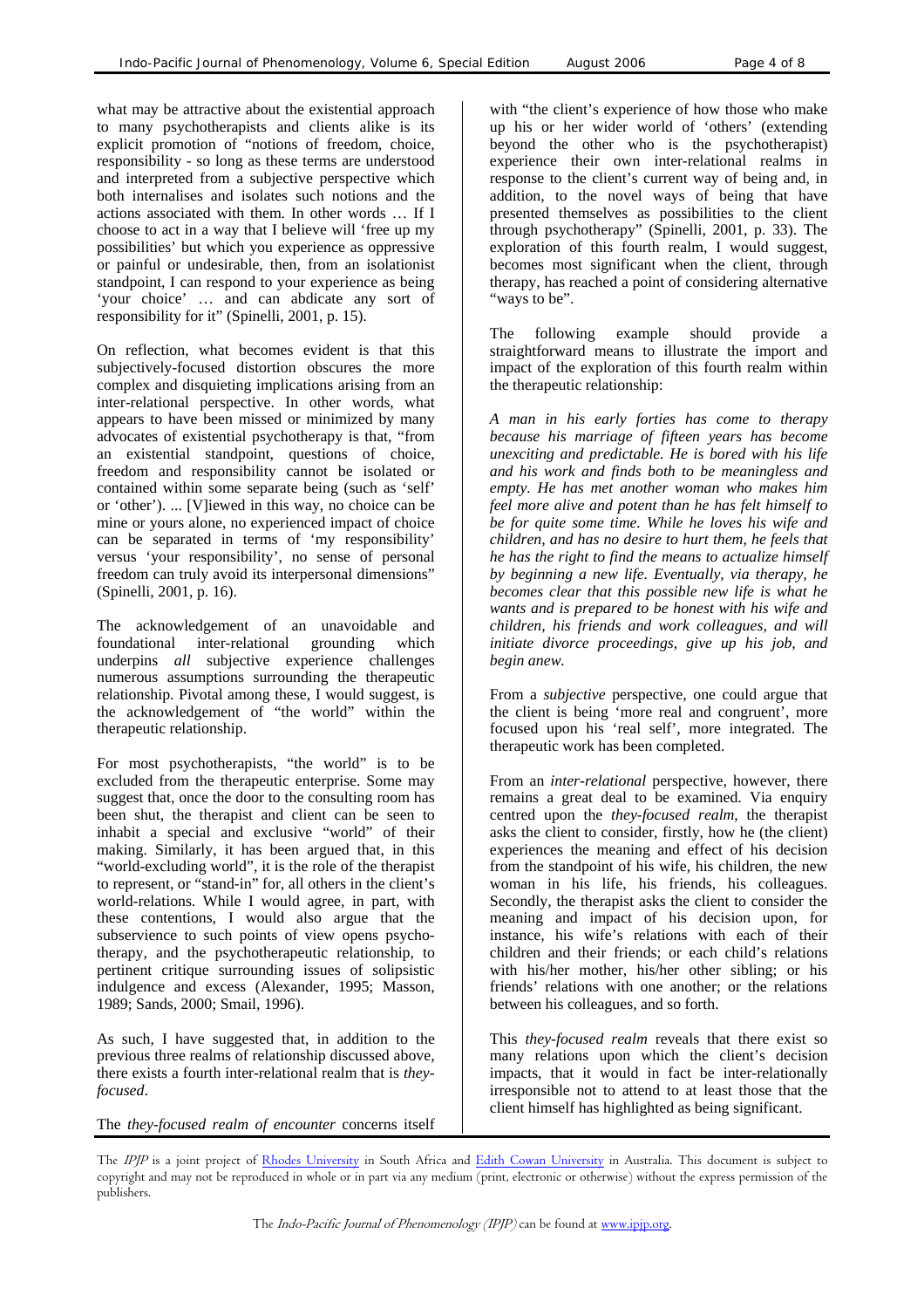what may be attractive about the existential approach to many psychotherapists and clients alike is its explicit promotion of "notions of freedom, choice, responsibility - so long as these terms are understood and interpreted from a subjective perspective which both internalises and isolates such notions and the actions associated with them. In other words … If I choose to act in a way that I believe will 'free up my possibilities' but which you experience as oppressive or painful or undesirable, then, from an isolationist standpoint, I can respond to your experience as being 'your choice' … and can abdicate any sort of responsibility for it" (Spinelli, 2001, p. 15).

On reflection, what becomes evident is that this subjectively-focused distortion obscures the more complex and disquieting implications arising from an inter-relational perspective. In other words, what appears to have been missed or minimized by many advocates of existential psychotherapy is that, "from an existential standpoint, questions of choice, freedom and responsibility cannot be isolated or contained within some separate being (such as 'self' or 'other'). ... [V]iewed in this way, no choice can be mine or yours alone, no experienced impact of choice can be separated in terms of 'my responsibility' versus 'your responsibility', no sense of personal freedom can truly avoid its interpersonal dimensions" (Spinelli, 2001, p. 16).

The acknowledgement of an unavoidable and foundational inter-relational grounding which underpins *all* subjective experience challenges numerous assumptions surrounding the therapeutic relationship. Pivotal among these, I would suggest, is the acknowledgement of "the world" within the therapeutic relationship.

For most psychotherapists, "the world" is to be excluded from the therapeutic enterprise. Some may suggest that, once the door to the consulting room has been shut, the therapist and client can be seen to inhabit a special and exclusive "world" of their making. Similarly, it has been argued that, in this "world-excluding world", it is the role of the therapist to represent, or "stand-in" for, all others in the client's world-relations. While I would agree, in part, with these contentions, I would also argue that the subservience to such points of view opens psychotherapy, and the psychotherapeutic relationship, to pertinent critique surrounding issues of solipsistic indulgence and excess (Alexander, 1995; Masson, 1989; Sands, 2000; Smail, 1996).

As such, I have suggested that, in addition to the previous three realms of relationship discussed above, there exists a fourth inter-relational realm that is *they-focused*.

The *they-focused realm of encounter* concerns itself with "the client's experience of how those who make up his or her wider world of 'others' (extending beyond the other who is the psychotherapist) experience their own inter-relational realms in response to the client's current way of being and, in addition, to the novel ways of being that have presented themselves as possibilities to the client through psychotherapy" (Spinelli, 2001, p. 33). The exploration of this fourth realm, I would suggest, becomes most significant when the client, through therapy, has reached a point of considering alternative "ways to be".

The following example should provide a straightforward means to illustrate the import and impact of the exploration of this fourth realm within the therapeutic relationship:

*A man in his early forties has come to therapy because his marriage of fifteen years has become unexciting and predictable. He is bored with his life and his work and finds both to be meaningless and empty. He has met another woman who makes him feel more alive and potent than he has felt himself to be for quite some time. While he loves his wife and children, and has no desire to hurt them, he feels that he has the right to find the means to actualize himself by beginning a new life. Eventually, via therapy, he becomes clear that this possible new life is what he wants and is prepared to be honest with his wife and children, his friends and work colleagues, and will initiate divorce proceedings, give up his job, and begin anew.*

From a *subjective* perspective, one could argue that the client is being 'more real and congruent', more focused upon his 'real self', more integrated. The therapeutic work has been completed.

From an *inter-relational* perspective, however, there remains a great deal to be examined. Via enquiry centred upon the *they-focused realm*, the therapist asks the client to consider, firstly, how he (the client) experiences the meaning and effect of his decision from the standpoint of his wife, his children, the new woman in his life, his friends, his colleagues. Secondly, the therapist asks the client to consider the meaning and impact of his decision upon, for instance, his wife's relations with each of their children and their friends; or each child's relations with his/her mother, his/her other sibling; or his friends' relations with one another; or the relations between his colleagues, and so forth.

This *they-focused realm* reveals that there exist so many relations upon which the client's decision impacts, that it would in fact be inter-relationally irresponsible not to attend to at least those that the client himself has highlighted as being significant.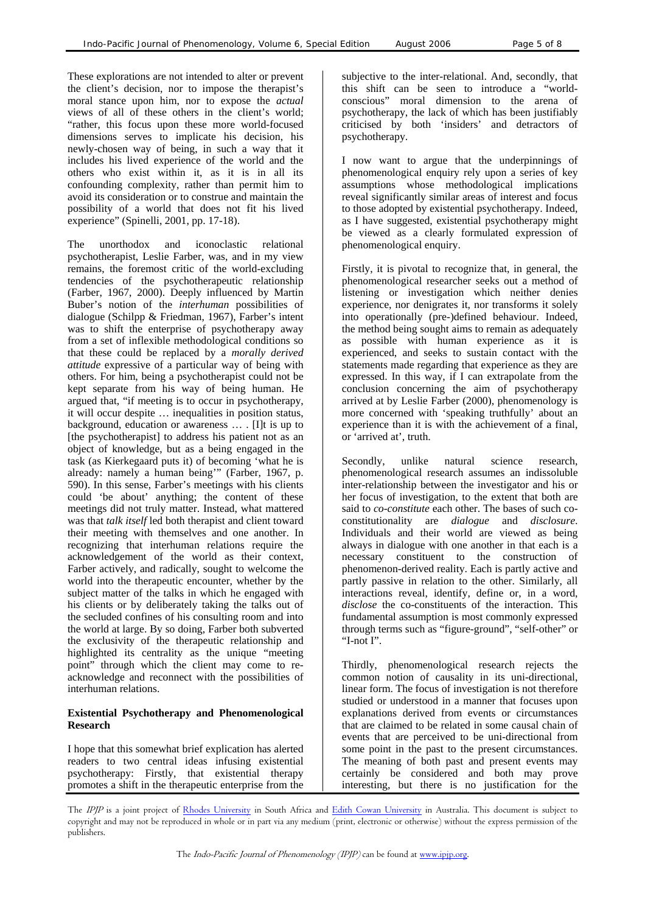These explorations are not intended to alter or prevent the client's decision, nor to impose the therapist's moral stance upon him, nor to expose the *actual* views of all of these others in the client's world; "rather, this focus upon these more world-focused dimensions serves to implicate his decision, his newly-chosen way of being, in such a way that it includes his lived experience of the world and the others who exist within it, as it is in all its confounding complexity, rather than permit him to avoid its consideration or to construe and maintain the possibility of a world that does not fit his lived experience" (Spinelli, 2001, pp. 17-18).

The unorthodox and iconoclastic relational psychotherapist, Leslie Farber, was, and in my view remains, the foremost critic of the world-excluding tendencies of the psychotherapeutic relationship (Farber, 1967, 2000). Deeply influenced by Martin Buber's notion of the *interhuman* possibilities of dialogue (Schilpp & Friedman, 1967), Farber's intent was to shift the enterprise of psychotherapy away from a set of inflexible methodological conditions so that these could be replaced by a *morally derived attitude* expressive of a particular way of being with others. For him, being a psychotherapist could not be kept separate from his way of being human. He argued that, "if meeting is to occur in psychotherapy, it will occur despite … inequalities in position status, background, education or awareness … . [I]t is up to [the psychotherapist] to address his patient not as an object of knowledge, but as a being engaged in the task (as Kierkegaard puts it) of becoming 'what he is already: namely a human being'" (Farber, 1967, p. 590). In this sense, Farber's meetings with his clients could 'be about' anything; the content of these meetings did not truly matter. Instead, what mattered was that *talk itself* led both therapist and client toward their meeting with themselves and one another. In recognizing that interhuman relations require the acknowledgement of the world as their context, Farber actively, and radically, sought to welcome the world into the therapeutic encounter, whether by the subject matter of the talks in which he engaged with his clients or by deliberately taking the talks out of the secluded confines of his consulting room and into the world at large. By so doing, Farber both subverted the exclusivity of the therapeutic relationship and highlighted its centrality as the unique "meeting point" through which the client may come to re-acknowledge and reconnect with the possibilities of interhuman relations.

## Existential Psychotherapy and Phenomenological Research

I hope that this somewhat brief explication has alerted readers to two central ideas infusing existential psychotherapy: Firstly, that existential therapy promotes a shift in the therapeutic enterprise from the subjective to the inter-relational. And, secondly, that this shift can be seen to introduce a "world-conscious" moral dimension to the arena of psychotherapy, the lack of which has been justifiably criticised by both 'insiders' and detractors of psychotherapy.

I now want to argue that the underpinnings of phenomenological enquiry rely upon a series of key assumptions whose methodological implications reveal significantly similar areas of interest and focus to those adopted by existential psychotherapy. Indeed, as I have suggested, existential psychotherapy might be viewed as a clearly formulated expression of phenomenological enquiry.

Firstly, it is pivotal to recognize that, in general, the phenomenological researcher seeks out a method of listening or investigation which neither denies experience, nor denigrates it, nor transforms it solely into operationally (pre-)defined behaviour. Indeed, the method being sought aims to remain as adequately as possible with human experience as it is experienced, and seeks to sustain contact with the statements made regarding that experience as they are expressed. In this way, if I can extrapolate from the conclusion concerning the aim of psychotherapy arrived at by Leslie Farber (2000), phenomenology is more concerned with 'speaking truthfully' about an experience than it is with the achievement of a final, or 'arrived at', truth.

Secondly, unlike natural science research, phenomenological research assumes an indissoluble inter-relationship between the investigator and his or her focus of investigation, to the extent that both are said to *co-constitute* each other. The bases of such co-constitutionality are *dialogue* and *disclosure*. Individuals and their world are viewed as being always in dialogue with one another in that each is a necessary constituent to the construction of phenomenon-derived reality. Each is partly active and partly passive in relation to the other. Similarly, all interactions reveal, identify, define or, in a word, *disclose* the co-constituents of the interaction. This fundamental assumption is most commonly expressed through terms such as "figure-ground", "self-other" or "I-not I".

Thirdly, phenomenological research rejects the common notion of causality in its uni-directional, linear form. The focus of investigation is not therefore studied or understood in a manner that focuses upon explanations derived from events or circumstances that are claimed to be related in some causal chain of events that are perceived to be uni-directional from some point in the past to the present circumstances. The meaning of both past and present events may certainly be considered and both may prove interesting, but there is no justification for the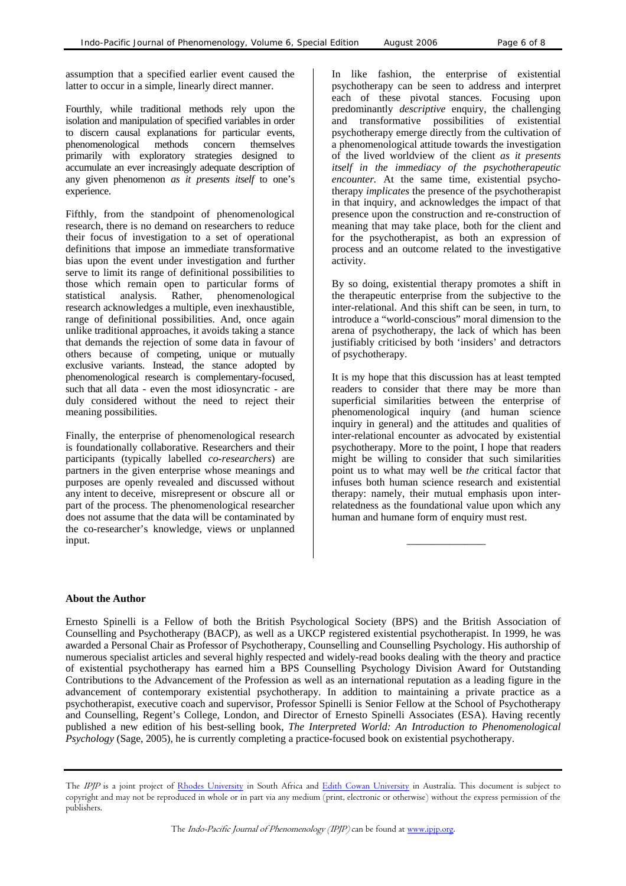assumption that a specified earlier event caused the latter to occur in a simple, linearly direct manner.

Fourthly, while traditional methods rely upon the isolation and manipulation of specified variables in order to discern causal explanations for particular events, phenomenological methods concern themselves primarily with exploratory strategies designed to accumulate an ever increasingly adequate description of any given phenomenon *as it presents itself* to one's experience.

Fifthly, from the standpoint of phenomenological research, there is no demand on researchers to reduce their focus of investigation to a set of operational definitions that impose an immediate transformative bias upon the event under investigation and further serve to limit its range of definitional possibilities to those which remain open to particular forms of statistical analysis. Rather, phenomenological research acknowledges a multiple, even inexhaustible, range of definitional possibilities. And, once again unlike traditional approaches, it avoids taking a stance that demands the rejection of some data in favour of others because of competing, unique or mutually exclusive variants. Instead, the stance adopted by phenomenological research is complementary-focused, such that all data - even the most idiosyncratic - are duly considered without the need to reject their meaning possibilities.

Finally, the enterprise of phenomenological research is foundationally collaborative. Researchers and their participants (typically labelled *co-researchers*) are partners in the given enterprise whose meanings and purposes are openly revealed and discussed without any intent to deceive, misrepresent or obscure all or part of the process. The phenomenological researcher does not assume that the data will be contaminated by the co-researcher's knowledge, views or unplanned input.

In like fashion, the enterprise of existential psychotherapy can be seen to address and interpret each of these pivotal stances. Focusing upon predominantly *descriptive* enquiry, the challenging and transformative possibilities of existential psychotherapy emerge directly from the cultivation of a phenomenological attitude towards the investigation of the lived worldview of the client *as it presents itself in the immediacy of the psychotherapeutic encounter*. At the same time, existential psychotherapy *implicates* the presence of the psychotherapist in that inquiry, and acknowledges the impact of that presence upon the construction and re-construction of meaning that may take place, both for the client and for the psychotherapist, as both an expression of process and an outcome related to the investigative activity.

By so doing, existential therapy promotes a shift in the therapeutic enterprise from the subjective to the inter-relational. And this shift can be seen, in turn, to introduce a "world-conscious" moral dimension to the arena of psychotherapy, the lack of which has been justifiably criticised by both 'insiders' and detractors of psychotherapy.

It is my hope that this discussion has at least tempted readers to consider that there may be more than superficial similarities between the enterprise of phenomenological inquiry (and human science inquiry in general) and the attitudes and qualities of inter-relational encounter as advocated by existential psychotherapy. More to the point, I hope that readers might be willing to consider that such similarities point us to what may well be *the* critical factor that infuses both human science research and existential therapy: namely, their mutual emphasis upon inter-relatedness as the foundational value upon which any human and humane form of enquiry must rest.

______________

**About the Author**

Ernesto Spinelli is a Fellow of both the British Psychological Society (BPS) and the British Association of Counselling and Psychotherapy (BACP), as well as a UKCP registered existential psychotherapist. In 1999, he was awarded a Personal Chair as Professor of Psychotherapy, Counselling and Counselling Psychology. His authorship of numerous specialist articles and several highly respected and widely-read books dealing with the theory and practice of existential psychotherapy has earned him a BPS Counselling Psychology Division Award for Outstanding Contributions to the Advancement of the Profession as well as an international reputation as a leading figure in the advancement of contemporary existential psychotherapy. In addition to maintaining a private practice as a psychotherapist, executive coach and supervisor, Professor Spinelli is Senior Fellow at the School of Psychotherapy and Counselling, Regent's College, London, and Director of Ernesto Spinelli Associates (ESA). Having recently published a new edition of his best-selling book, *The Interpreted World: An Introduction to Phenomenological Psychology* (Sage, 2005), he is currently completing a practice-focused book on existential psychotherapy.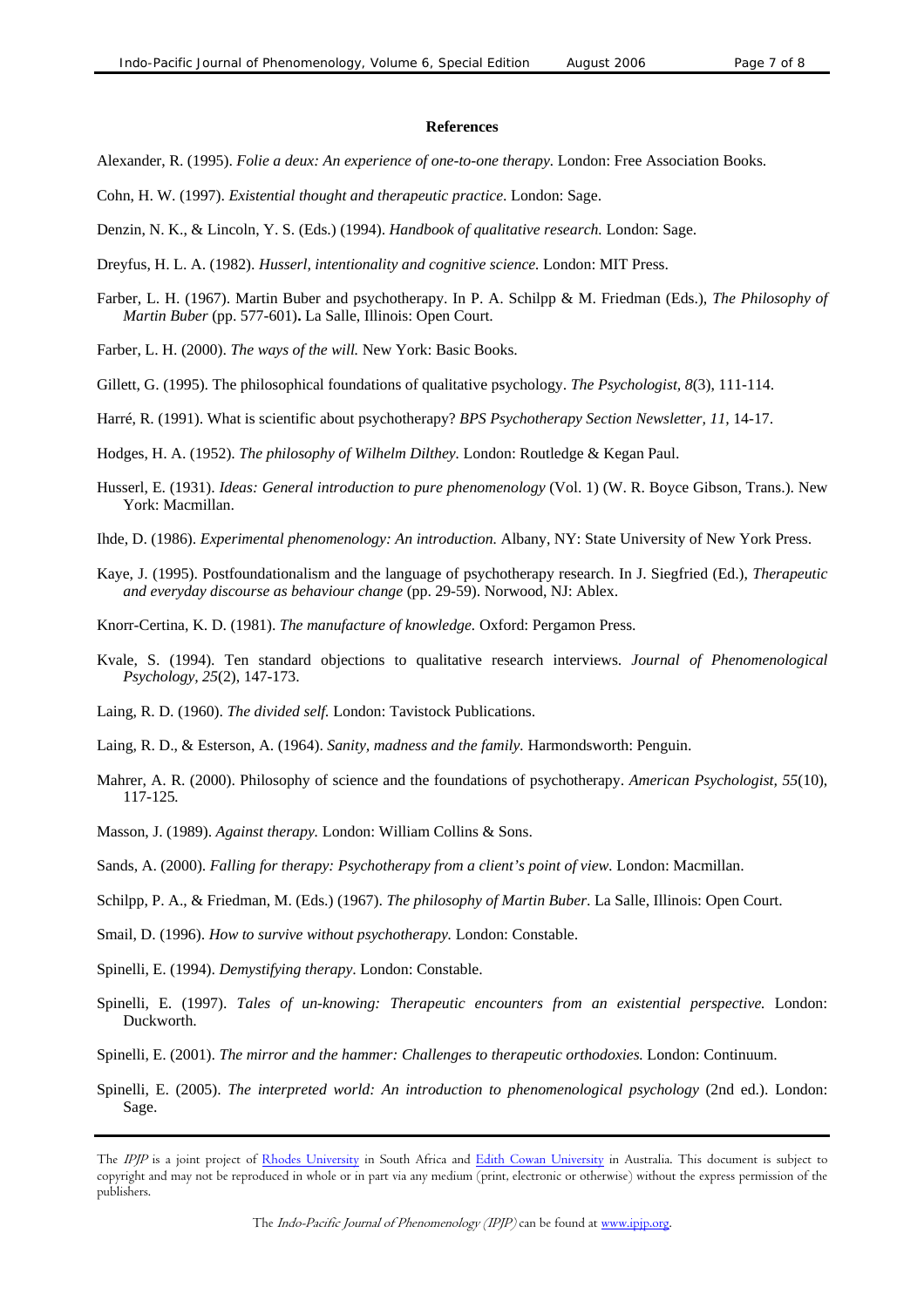**References**

Alexander, R. (1995). *Folie a deux: An experience of one-to-one therapy.* London: Free Association Books.

Cohn, H. W. (1997). *Existential thought and therapeutic practice.* London: Sage.

Denzin, N. K., & Lincoln, Y. S. (Eds.) (1994). *Handbook of qualitative research.* London: Sage.

Dreyfus, H. L. A. (1982). *Husserl, intentionality and cognitive science.* London: MIT Press.

Farber, L. H. (1967). Martin Buber and psychotherapy. In P. A. Schilpp & M. Friedman (Eds.), *The Philosophy of Martin Buber* (pp. 577-601)**.** La Salle, Illinois: Open Court.

Farber, L. H. (2000). *The ways of the will.* New York: Basic Books.

Gillett, G. (1995). The philosophical foundations of qualitative psychology. *The Psychologist, 8*(3), 111-114.

Harré, R. (1991). What is scientific about psychotherapy? *BPS Psychotherapy Section Newsletter, 11*, 14-17.

Hodges, H. A. (1952). *The philosophy of Wilhelm Dilthey.* London: Routledge & Kegan Paul.

Husserl, E. (1931). *Ideas: General introduction to pure phenomenology* (Vol. 1) (W. R. Boyce Gibson, Trans.). New York: Macmillan.

Ihde, D. (1986). *Experimental phenomenology: An introduction.* Albany, NY: State University of New York Press.

Kaye, J. (1995). Postfoundationalism and the language of psychotherapy research. In J. Siegfried (Ed.), *Therapeutic and everyday discourse as behaviour change* (pp. 29-59). Norwood, NJ: Ablex.

Knorr-Certina, K. D. (1981). *The manufacture of knowledge.* Oxford: Pergamon Press.

Kvale, S. (1994). Ten standard objections to qualitative research interviews. *Journal of Phenomenological Psychology, 25*(2), 147-173.

Laing, R. D. (1960). *The divided self.* London: Tavistock Publications.

Laing, R. D., & Esterson, A. (1964). *Sanity, madness and the family.* Harmondsworth: Penguin.

Mahrer, A. R. (2000). Philosophy of science and the foundations of psychotherapy. *American Psychologist, 55*(10), 117-125*.*

Masson, J. (1989). *Against therapy.* London: William Collins & Sons.

Sands, A. (2000). *Falling for therapy: Psychotherapy from a client's point of view.* London: Macmillan.

Schilpp, P. A., & Friedman, M. (Eds.) (1967). *The philosophy of Martin Buber*. La Salle, Illinois: Open Court.

Smail, D. (1996). *How to survive without psychotherapy.* London: Constable.

Spinelli, E. (1994). *Demystifying therapy*. London: Constable.

Spinelli, E. (1997). *Tales of un-knowing: Therapeutic encounters from an existential perspective.* London: Duckworth.

Spinelli, E. (2001). *The mirror and the hammer: Challenges to therapeutic orthodoxies.* London: Continuum.

Spinelli, E. (2005). *The interpreted world: An introduction to phenomenological psychology* (2nd ed.). London: Sage.

The *IPJP* is a joint project of Rhodes University in South Africa and Edith Cowan University in Australia. This document is subject to copyright and may not be reproduced in whole or in part via any medium (print, electronic or otherwise) without the express permission of the publishers.

The *Indo-Pacific Journal of Phenomenology (IPJP)* can be found at www.ipjp.org.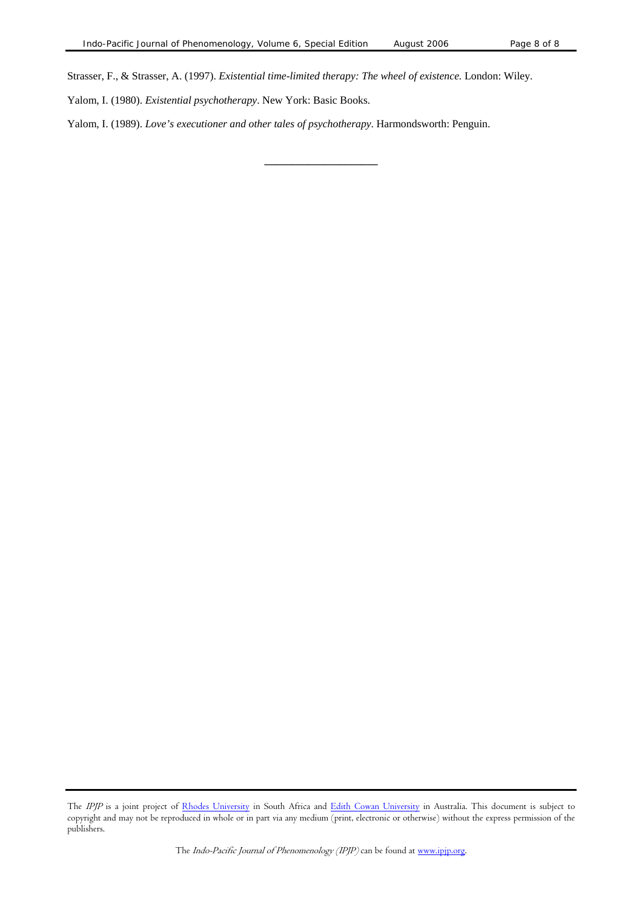Strasser, F., & Strasser, A. (1997). *Existential time-limited therapy: The wheel of existence.* London: Wiley.

Yalom, I. (1980). *Existential psychotherapy*. New York: Basic Books.

Yalom, I. (1989). *Love's executioner and other tales of psychotherapy*. Harmondsworth: Penguin.

---

The *IPJP* is a joint project of Rhodes University in South Africa and Edith Cowan University in Australia. This document is subject to copyright and may not be reproduced in whole or in part via any medium (print, electronic or otherwise) without the express permission of the publishers.

The *Indo-Pacific Journal of Phenomenology (IPJP)* can be found at www.ipjp.org.